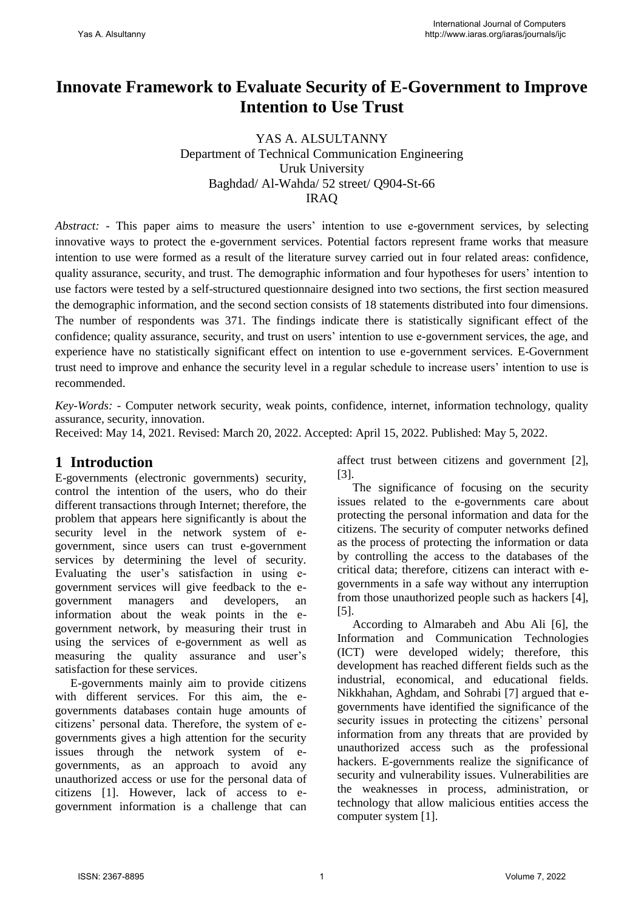# Innovate Framework to Evaluate Security of E-Government to Improve Intention to Use Trust

YAS A. ALSULTANNY
Department of Technical Communication Engineering
Uruk University
Baghdad/ Al-Wahda/ 52 street/ Q904-St-66
IRAQ

*Abstract:* - This paper aims to measure the users' intention to use e-government services, by selecting innovative ways to protect the e-government services. Potential factors represent frame works that measure intention to use were formed as a result of the literature survey carried out in four related areas: confidence, quality assurance, security, and trust. The demographic information and four hypotheses for users' intention to use factors were tested by a self-structured questionnaire designed into two sections, the first section measured the demographic information, and the second section consists of 18 statements distributed into four dimensions. The number of respondents was 371. The findings indicate there is statistically significant effect of the confidence; quality assurance, security, and trust on users' intention to use e-government services, the age, and experience have no statistically significant effect on intention to use e-government services. E-Government trust need to improve and enhance the security level in a regular schedule to increase users' intention to use is recommended.

*Key-Words:* - Computer network security, weak points, confidence, internet, information technology, quality assurance, security, innovation.

Received: May 14, 2021. Revised: March 20, 2022. Accepted: April 15, 2022. Published: May 5, 2022.

## 1 Introduction

E-governments (electronic governments) security, control the intention of the users, who do their different transactions through Internet; therefore, the problem that appears here significantly is about the security level in the network system of e-government, since users can trust e-government services by determining the level of security. Evaluating the user's satisfaction in using e-government services will give feedback to the e-government managers and developers, an information about the weak points in the e-government network, by measuring their trust in using the services of e-government as well as measuring the quality assurance and user's satisfaction for these services.

E-governments mainly aim to provide citizens with different services. For this aim, the e-governments databases contain huge amounts of citizens' personal data. Therefore, the system of e-governments gives a high attention for the security issues through the network system of e-governments, as an approach to avoid any unauthorized access or use for the personal data of citizens [1]. However, lack of access to e-government information is a challenge that can affect trust between citizens and government [2], [3].

The significance of focusing on the security issues related to the e-governments care about protecting the personal information and data for the citizens. The security of computer networks defined as the process of protecting the information or data by controlling the access to the databases of the critical data; therefore, citizens can interact with e-governments in a safe way without any interruption from those unauthorized people such as hackers [4], [5].

According to Almarabeh and Abu Ali [6], the Information and Communication Technologies (ICT) were developed widely; therefore, this development has reached different fields such as the industrial, economical, and educational fields. Nikkhahan, Aghdam, and Sohrabi [7] argued that e-governments have identified the significance of the security issues in protecting the citizens' personal information from any threats that are provided by unauthorized access such as the professional hackers. E-governments realize the significance of security and vulnerability issues. Vulnerabilities are the weaknesses in process, administration, or technology that allow malicious entities access the computer system [1].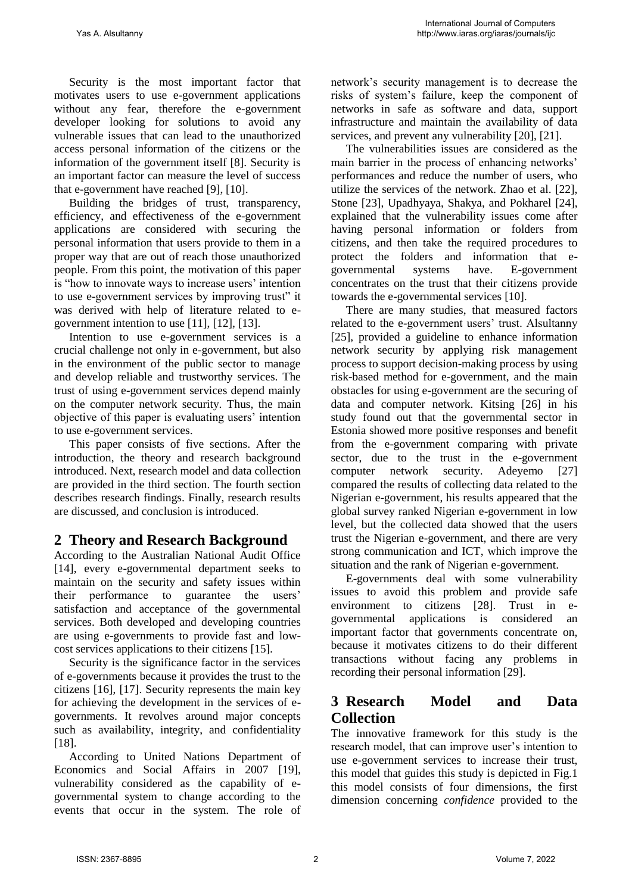Security is the most important factor that motivates users to use e-government applications without any fear, therefore the e-government developer looking for solutions to avoid any vulnerable issues that can lead to the unauthorized access personal information of the citizens or the information of the government itself [8]. Security is an important factor can measure the level of success that e-government have reached [9], [10].

Building the bridges of trust, transparency, efficiency, and effectiveness of the e-government applications are considered with securing the personal information that users provide to them in a proper way that are out of reach those unauthorized people. From this point, the motivation of this paper is "how to innovate ways to increase users' intention to use e-government services by improving trust" it was derived with help of literature related to e-government intention to use [11], [12], [13].

Intention to use e-government services is a crucial challenge not only in e-government, but also in the environment of the public sector to manage and develop reliable and trustworthy services. The trust of using e-government services depend mainly on the computer network security. Thus, the main objective of this paper is evaluating users' intention to use e-government services.

This paper consists of five sections. After the introduction, the theory and research background introduced. Next, research model and data collection are provided in the third section. The fourth section describes research findings. Finally, research results are discussed, and conclusion is introduced.

## 2 Theory and Research Background

According to the Australian National Audit Office [14], every e-governmental department seeks to maintain on the security and safety issues within their performance to guarantee the users' satisfaction and acceptance of the governmental services. Both developed and developing countries are using e-governments to provide fast and low-cost services applications to their citizens [15].

Security is the significance factor in the services of e-governments because it provides the trust to the citizens [16], [17]. Security represents the main key for achieving the development in the services of e-governments. It revolves around major concepts such as availability, integrity, and confidentiality [18].

According to United Nations Department of Economics and Social Affairs in 2007 [19], vulnerability considered as the capability of e-governmental system to change according to the events that occur in the system. The role of network's security management is to decrease the risks of system's failure, keep the component of networks in safe as software and data, support infrastructure and maintain the availability of data services, and prevent any vulnerability [20], [21].

The vulnerabilities issues are considered as the main barrier in the process of enhancing networks' performances and reduce the number of users, who utilize the services of the network. Zhao et al. [22], Stone [23], Upadhyaya, Shakya, and Pokharel [24], explained that the vulnerability issues come after having personal information or folders from citizens, and then take the required procedures to protect the folders and information that e-governmental systems have. E-government concentrates on the trust that their citizens provide towards the e-governmental services [10].

There are many studies, that measured factors related to the e-government users' trust. Alsultanny [25], provided a guideline to enhance information network security by applying risk management process to support decision-making process by using risk-based method for e-government, and the main obstacles for using e-government are the securing of data and computer network. Kitsing [26] in his study found out that the governmental sector in Estonia showed more positive responses and benefit from the e-government comparing with private sector, due to the trust in the e-government computer network security. Adeyemo [27] compared the results of collecting data related to the Nigerian e-government, his results appeared that the global survey ranked Nigerian e-government in low level, but the collected data showed that the users trust the Nigerian e-government, and there are very strong communication and ICT, which improve the situation and the rank of Nigerian e-government.

E-governments deal with some vulnerability issues to avoid this problem and provide safe environment to citizens [28]. Trust in e-governmental applications is considered an important factor that governments concentrate on, because it motivates citizens to do their different transactions without facing any problems in recording their personal information [29].

## 3 Research Model and Data Collection

The innovative framework for this study is the research model, that can improve user's intention to use e-government services to increase their trust, this model that guides this study is depicted in Fig.1 this model consists of four dimensions, the first dimension concerning *confidence* provided to the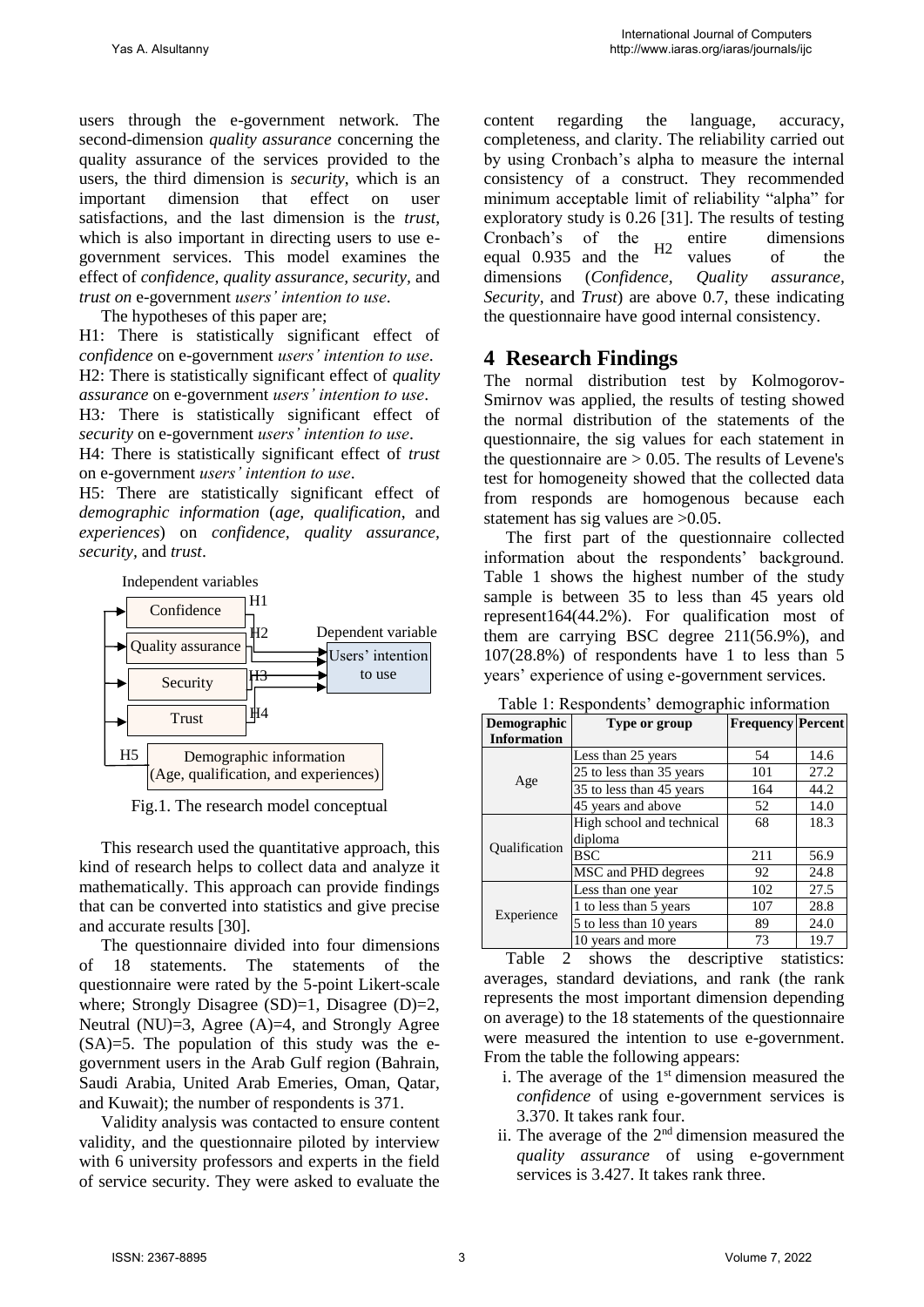users through the e-government network. The second-dimension *quality assurance* concerning the quality assurance of the services provided to the users, the third dimension is *security*, which is an important dimension that effect on user satisfactions, and the last dimension is the *trust*, which is also important in directing users to use e-government services. This model examines the effect of *confidence, quality assurance, security*, and *trust on* e-government *users' intention to use*.

The hypotheses of this paper are;

H1: There is statistically significant effect of *confidence* on e-government *users' intention to use*.

H2: There is statistically significant effect of *quality assurance* on e-government *users' intention to use*.

H3: There is statistically significant effect of *security* on e-government *users' intention to use*.

H4: There is statistically significant effect of *trust* on e-government *users' intention to use*.

H5: There are statistically significant effect of *demographic information* (*age, qualification*, and *experiences*) on *confidence, quality assurance, security*, and *trust*.

Independent variables: Confidence (H1), Quality assurance (H2), Security (H3), Trust (H4) → Dependent variable: Users' intention to use

H5: Demographic information (Age, qualification, and experiences)

Fig.1. The research model conceptual

This research used the quantitative approach, this kind of research helps to collect data and analyze it mathematically. This approach can provide findings that can be converted into statistics and give precise and accurate results [30].

The questionnaire divided into four dimensions of 18 statements. The statements of the questionnaire were rated by the 5-point Likert-scale where; Strongly Disagree (SD)=1, Disagree (D)=2, Neutral (NU)=3, Agree (A)=4, and Strongly Agree (SA)=5. The population of this study was the e-government users in the Arab Gulf region (Bahrain, Saudi Arabia, United Arab Emeries, Oman, Qatar, and Kuwait); the number of respondents is 371.

Validity analysis was contacted to ensure content validity, and the questionnaire piloted by interview with 6 university professors and experts in the field of service security. They were asked to evaluate the content regarding the language, accuracy, completeness, and clarity. The reliability carried out by using Cronbach's alpha to measure the internal consistency of a construct. They recommended minimum acceptable limit of reliability "alpha" for exploratory study is 0.26 [31]. The results of testing Cronbach's of the entire dimensions equal 0.935 and the values of the dimensions (*Confidence*, *Quality assurance*, *Security*, and *Trust*) are above 0.7, these indicating the questionnaire have good internal consistency.

# 4 Research Findings

The normal distribution test by Kolmogorov-Smirnov was applied, the results of testing showed the normal distribution of the statements of the questionnaire, the sig values for each statement in the questionnaire are > 0.05. The results of Levene's test for homogeneity showed that the collected data from responds are homogenous because each statement has sig values are >0.05.

The first part of the questionnaire collected information about the respondents' background. Table 1 shows the highest number of the study sample is between 35 to less than 45 years old represent164(44.2%). For qualification most of them are carrying BSC degree 211(56.9%), and 107(28.8%) of respondents have 1 to less than 5 years' experience of using e-government services.

Table 1: Respondents' demographic information

| Demographic Information | Type or group | Frequency | Percent |
|---|---|---|---|
| Age | Less than 25 years | 54 | 14.6 |
| | 25 to less than 35 years | 101 | 27.2 |
| | 35 to less than 45 years | 164 | 44.2 |
| | 45 years and above | 52 | 14.0 |
| Qualification | High school and technical diploma | 68 | 18.3 |
| | BSC | 211 | 56.9 |
| | MSC and PHD degrees | 92 | 24.8 |
| Experience | Less than one year | 102 | 27.5 |
| | 1 to less than 5 years | 107 | 28.8 |
| | 5 to less than 10 years | 89 | 24.0 |
| | 10 years and more | 73 | 19.7 |

Table 2 shows the descriptive statistics: averages, standard deviations, and rank (the rank represents the most important dimension depending on average) to the 18 statements of the questionnaire were measured the intention to use e-government. From the table the following appears:

i. The average of the 1st dimension measured the *confidence* of using e-government services is 3.370. It takes rank four.

ii. The average of the 2nd dimension measured the *quality assurance* of using e-government services is 3.427. It takes rank three.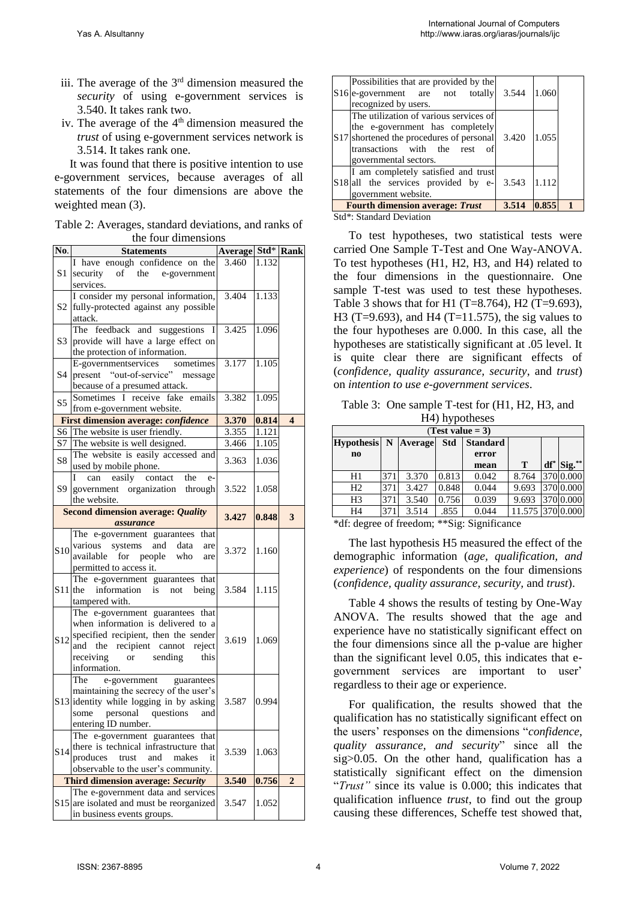iii. The average of the 3rd dimension measured the *security* of using e-government services is 3.540. It takes rank two.

iv. The average of the 4th dimension measured the *trust* of using e-government services network is 3.514. It takes rank one.

It was found that there is positive intention to use e-government services, because averages of all statements of the four dimensions are above the weighted mean (3).

Table 2: Averages, standard deviations, and ranks of the four dimensions

| No. | Statements | Average | Std* | Rank |
|---|---|---|---|---|
| S1 | I have enough confidence on the security of the e-government services. | 3.460 | 1.132 | |
| S2 | I consider my personal information, fully-protected against any possible attack. | 3.404 | 1.133 | |
| S3 | The feedback and suggestions I provide will have a large effect on the protection of information. | 3.425 | 1.096 | |
| S4 | E-governmentservices sometimes present "out-of-service" message because of a presumed attack. | 3.177 | 1.105 | |
| S5 | Sometimes I receive fake emails from e-government website. | 3.382 | 1.095 | |
| **First dimension average: *confidence*** | | **3.370** | **0.814** | **4** |
| S6 | The website is user friendly. | 3.355 | 1.121 | |
| S7 | The website is well designed. | 3.466 | 1.105 | |
| S8 | The website is easily accessed and used by mobile phone. | 3.363 | 1.036 | |
| S9 | I can easily contact the e-government organization through the website. | 3.522 | 1.058 | |
| **Second dimension average: *Quality assurance*** | | **3.427** | **0.848** | **3** |
| S10 | The e-government guarantees that various systems and data are available for people who are permitted to access it. | 3.372 | 1.160 | |
| S11 | The e-government guarantees that the information is not being tampered with. | 3.584 | 1.115 | |
| S12 | The e-government guarantees that when information is delivered to a specified recipient, then the sender and the recipient cannot reject receiving or sending this information. | 3.619 | 1.069 | |
| S13 | The e-government guarantees maintaining the secrecy of the user's identity while logging in by asking some personal questions and entering ID number. | 3.587 | 0.994 | |
| S14 | The e-government guarantees that there is technical infrastructure that produces trust and makes it observable to the user's community. | 3.539 | 1.063 | |
| **Third dimension average: *Security*** | | **3.540** | **0.756** | **2** |
| S15 | The e-government data and services are isolated and must be reorganized in business events groups. | 3.547 | 1.052 | |
| S16 | Possibilities that are provided by the e-government are not totally recognized by users. | 3.544 | 1.060 | |
| S17 | The utilization of various services of the e-government has completely shortened the procedures of personal transactions with the rest of governmental sectors. | 3.420 | 1.055 | |
| S18 | I am completely satisfied and trust all the services provided by e-government website. | 3.543 | 1.112 | |
| **Fourth dimension average: *Trust*** | | **3.514** | **0.855** | **1** |

Std*: Standard Deviation

To test hypotheses, two statistical tests were carried One Sample T-Test and One Way-ANOVA. To test hypotheses (H1, H2, H3, and H4) related to the four dimensions in the questionnaire. One sample T-test was used to test these hypotheses. Table 3 shows that for H1 (T=8.764), H2 (T=9.693), H3 (T=9.693), and H4 (T=11.575), the sig values to the four hypotheses are 0.000. In this case, all the hypotheses are statistically significant at .05 level. It is quite clear there are significant effects of (*confidence*, *quality assurance*, *security*, and *trust*) on *intention to use e-government services*.

Table 3: One sample T-test for (H1, H2, H3, and H4) hypotheses

| (Test value = 3) | | | | | | | |
|---|---|---|---|---|---|---|---|
| Hypothesis no | N | Average | Std | Standard error mean | T | df* | Sig.** |
| H1 | 371 | 3.370 | 0.813 | 0.042 | 8.764 | 370 | 0.000 |
| H2 | 371 | 3.427 | 0.848 | 0.044 | 9.693 | 370 | 0.000 |
| H3 | 371 | 3.540 | 0.756 | 0.039 | 9.693 | 370 | 0.000 |
| H4 | 371 | 3.514 | .855 | 0.044 | 11.575 | 370 | 0.000 |

*df: degree of freedom; **Sig: Significance

The last hypothesis H5 measured the effect of the demographic information (*age, qualification, and experience*) of respondents on the four dimensions (*confidence*, *quality assurance*, *security*, and *trust*).

Table 4 shows the results of testing by One-Way ANOVA. The results showed that the age and experience have no statistically significant effect on the four dimensions since all the p-value are higher than the significant level 0.05, this indicates that e-government services are important to user' regardless to their age or experience.

For qualification, the results showed that the qualification has no statistically significant effect on the users' responses on the dimensions "*confidence*, *quality assurance, and security*" since all the sig>0.05. On the other hand, qualification has a statistically significant effect on the dimension "*Trust"* since its value is 0.000; this indicates that qualification influence *trust*, to find out the group causing these differences, Scheffe test showed that,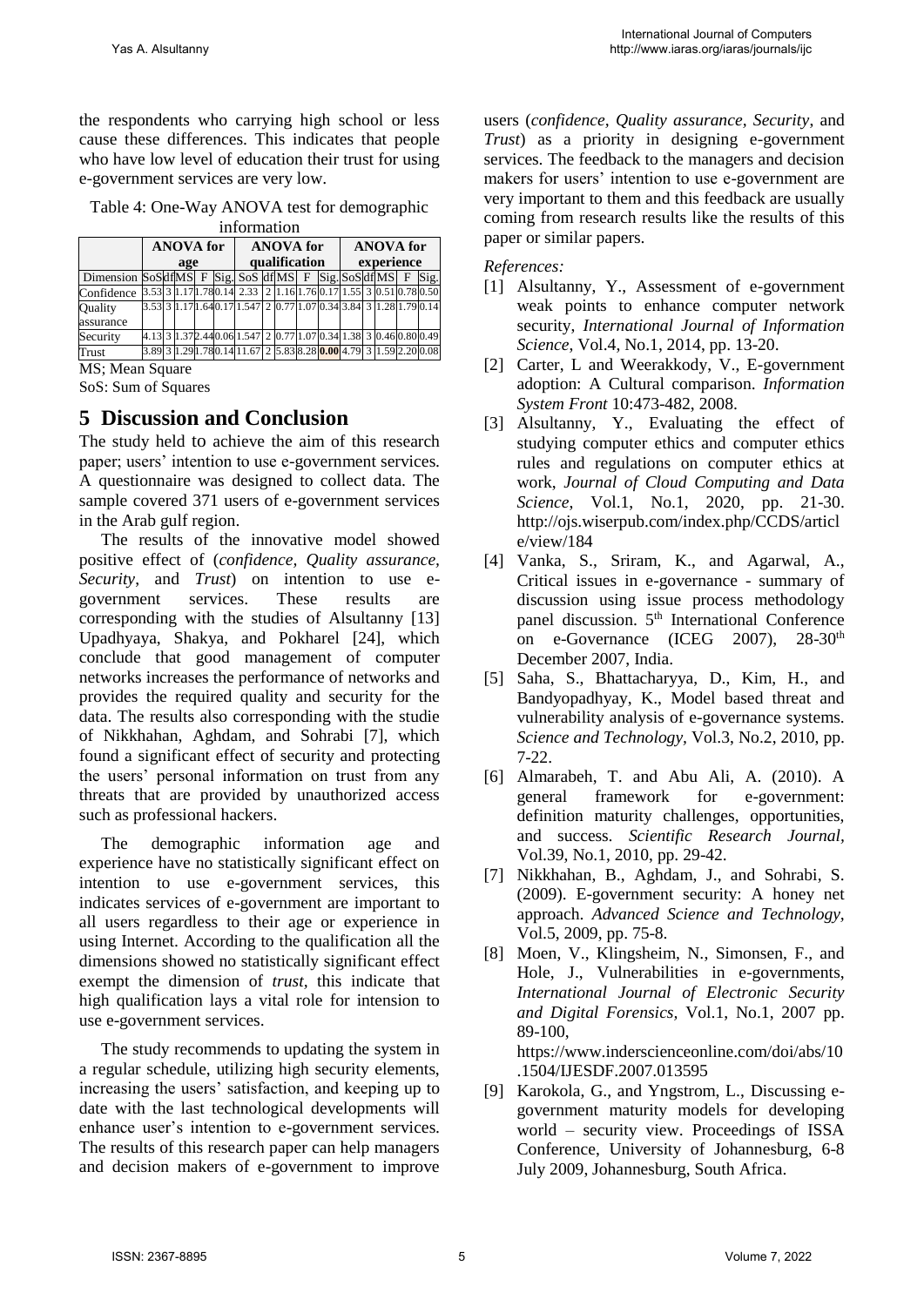the respondents who carrying high school or less cause these differences. This indicates that people who have low level of education their trust for using e-government services are very low.

Table 4: One-Way ANOVA test for demographic information

| | ANOVA for age | | | | | ANOVA for qualification | | | | | ANOVA for experience | | | | |
|---|---|---|---|---|---|---|---|---|---|---|---|---|---|---|---|
| Dimension | SoS | df | MS | F | Sig. | SoS | df | MS | F | Sig. | SoS | df | MS | F | Sig. |
| Confidence | 3.53 | 3 | 1.17 | 1.78 | 0.14 | 2.33 | 2 | 1.16 | 1.76 | 0.17 | 1.55 | 3 | 0.51 | 0.78 | 0.50 |
| Quality assurance | 3.53 | 3 | 1.17 | 1.64 | 0.17 | 1.547 | 2 | 0.77 | 1.07 | 0.34 | 3.84 | 3 | 1.28 | 1.79 | 0.14 |
| Security | 4.13 | 3 | 1.37 | 2.44 | 0.06 | 1.547 | 2 | 0.77 | 1.07 | 0.34 | 1.38 | 3 | 0.46 | 0.80 | 0.49 |
| Trust | 3.89 | 3 | 1.29 | 1.78 | 0.14 | 11.67 | 2 | 5.83 | 8.28 | **0.00** | 4.79 | 3 | 1.59 | 2.20 | 0.08 |

MS; Mean Square

SoS: Sum of Squares

# 5 Discussion and Conclusion

The study held to achieve the aim of this research paper; users' intention to use e-government services. A questionnaire was designed to collect data. The sample covered 371 users of e-government services in the Arab gulf region.

The results of the innovative model showed positive effect of (*confidence, Quality assurance, Security*, and *Trust*) on intention to use e-government services. These results are corresponding with the studies of Alsultanny [13] Upadhyaya, Shakya, and Pokharel [24], which conclude that good management of computer networks increases the performance of networks and provides the required quality and security for the data. The results also corresponding with the studie of Nikkhahan, Aghdam, and Sohrabi [7], which found a significant effect of security and protecting the users' personal information on trust from any threats that are provided by unauthorized access such as professional hackers.

The demographic information age and experience have no statistically significant effect on intention to use e-government services, this indicates services of e-government are important to all users regardless to their age or experience in using Internet. According to the qualification all the dimensions showed no statistically significant effect exempt the dimension of *trust*, this indicate that high qualification lays a vital role for intension to use e-government services.

The study recommends to updating the system in a regular schedule, utilizing high security elements, increasing the users' satisfaction, and keeping up to date with the last technological developments will enhance user's intention to e-government services. The results of this research paper can help managers and decision makers of e-government to improve users (*confidence, Quality assurance, Security*, and *Trust*) as a priority in designing e-government services. The feedback to the managers and decision makers for users' intention to use e-government are very important to them and this feedback are usually coming from research results like the results of this paper or similar papers.

*References:*

[1] Alsultanny, Y., Assessment of e-government weak points to enhance computer network security, *International Journal of Information Science*, Vol.4, No.1, 2014, pp. 13-20.

[2] Carter, L and Weerakkody, V., E-government adoption: A Cultural comparison. *Information System Front* 10:473-482, 2008.

[3] Alsultanny, Y., Evaluating the effect of studying computer ethics and computer ethics rules and regulations on computer ethics at work, *Journal of Cloud Computing and Data Science*, Vol.1, No.1, 2020, pp. 21-30. http://ojs.wiserpub.com/index.php/CCDS/article/view/184

[4] Vanka, S., Sriram, K., and Agarwal, A., Critical issues in e-governance - summary of discussion using issue process methodology panel discussion. 5th International Conference on e-Governance (ICEG 2007), 28-30th December 2007, India.

[5] Saha, S., Bhattacharyya, D., Kim, H., and Bandyopadhyay, K., Model based threat and vulnerability analysis of e-governance systems. *Science and Technology*, Vol.3, No.2, 2010, pp. 7-22.

[6] Almarabeh, T. and Abu Ali, A. (2010). A general framework for e-government: definition maturity challenges, opportunities, and success. *Scientific Research Journal*, Vol.39, No.1, 2010, pp. 29-42.

[7] Nikkhahan, B., Aghdam, J., and Sohrabi, S. (2009). E-government security: A honey net approach. *Advanced Science and Technology*, Vol.5, 2009, pp. 75-8.

[8] Moen, V., Klingsheim, N., Simonsen, F., and Hole, J., Vulnerabilities in e-governments, *International Journal of Electronic Security and Digital Forensics*, Vol.1, No.1, 2007 pp. 89-100, https://www.inderscienceonline.com/doi/abs/10.1504/IJESDF.2007.013595

[9] Karokola, G., and Yngstrom, L., Discussing e-government maturity models for developing world – security view. Proceedings of ISSA Conference, University of Johannesburg, 6-8 July 2009, Johannesburg, South Africa.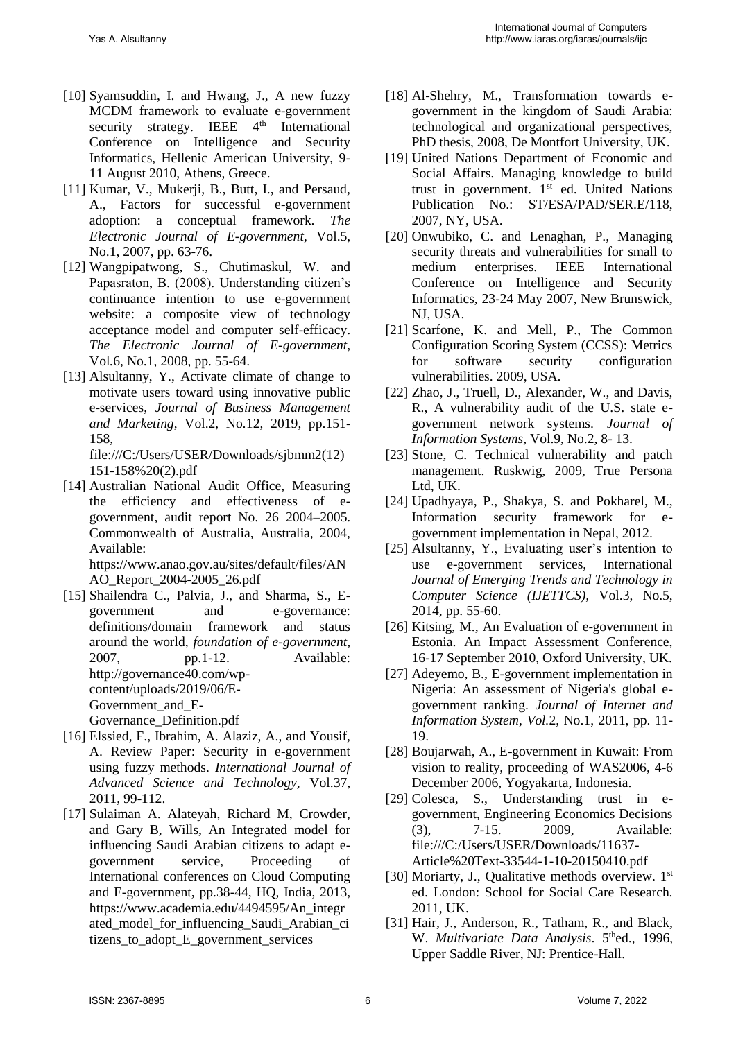[10] Syamsuddin, I. and Hwang, J., A new fuzzy MCDM framework to evaluate e-government security strategy. IEEE 4th International Conference on Intelligence and Security Informatics, Hellenic American University, 9-11 August 2010, Athens, Greece.

[11] Kumar, V., Mukerji, B., Butt, I., and Persaud, A., Factors for successful e-government adoption: a conceptual framework. *The Electronic Journal of E-government*, Vol.5, No.1, 2007, pp. 63-76.

[12] Wangpipatwong, S., Chutimaskul, W. and Papasraton, B. (2008). Understanding citizen's continuance intention to use e-government website: a composite view of technology acceptance model and computer self-efficacy. *The Electronic Journal of E-government*, Vol.6, No.1, 2008, pp. 55-64.

[13] Alsultanny, Y., Activate climate of change to motivate users toward using innovative public e-services, *Journal of Business Management and Marketing*, Vol.2, No.12, 2019, pp.151-158, file:///C:/Users/USER/Downloads/sjbmm2(12)151-158%20(2).pdf

[14] Australian National Audit Office, Measuring the efficiency and effectiveness of e-government, audit report No. 26 2004–2005. Commonwealth of Australia, Australia, 2004, Available: https://www.anao.gov.au/sites/default/files/ANAO_Report_2004-2005_26.pdf

[15] Shailendra C., Palvia, J., and Sharma, S., E-government and e-governance: definitions/domain framework and status around the world, *foundation of e-government*, 2007, pp.1-12. Available: http://governance40.com/wp-content/uploads/2019/06/E-Government_and_E-Governance_Definition.pdf

[16] Elssied, F., Ibrahim, A. Alaziz, A., and Yousif, A. Review Paper: Security in e-government using fuzzy methods. *International Journal of Advanced Science and Technology*, Vol.37, 2011, 99-112.

[17] Sulaiman A. Alateyah, Richard M, Crowder, and Gary B, Wills, An Integrated model for influencing Saudi Arabian citizens to adapt e-government service, Proceeding of International conferences on Cloud Computing and E-government, pp.38-44, HQ, India, 2013, https://www.academia.edu/4494595/An_integrated_model_for_influencing_Saudi_Arabian_citizens_to_adopt_E_government_services

[18] Al-Shehry, M., Transformation towards e-government in the kingdom of Saudi Arabia: technological and organizational perspectives, PhD thesis, 2008, De Montfort University, UK.

[19] United Nations Department of Economic and Social Affairs. Managing knowledge to build trust in government. 1st ed. United Nations Publication No.: ST/ESA/PAD/SER.E/118, 2007, NY, USA.

[20] Onwubiko, C. and Lenaghan, P., Managing security threats and vulnerabilities for small to medium enterprises. IEEE International Conference on Intelligence and Security Informatics, 23-24 May 2007, New Brunswick, NJ, USA.

[21] Scarfone, K. and Mell, P., The Common Configuration Scoring System (CCSS): Metrics for software security configuration vulnerabilities. 2009, USA.

[22] Zhao, J., Truell, D., Alexander, W., and Davis, R., A vulnerability audit of the U.S. state e-government network systems. *Journal of Information Systems*, Vol.9, No.2, 8- 13.

[23] Stone, C. Technical vulnerability and patch management. Ruskwig, 2009, True Persona Ltd, UK.

[24] Upadhyaya, P., Shakya, S. and Pokharel, M., Information security framework for e-government implementation in Nepal, 2012.

[25] Alsultanny, Y., Evaluating user's intention to use e-government services, International *Journal of Emerging Trends and Technology in Computer Science (IJETTCS)*, Vol.3, No.5, 2014, pp. 55-60.

[26] Kitsing, M., An Evaluation of e-government in Estonia. An Impact Assessment Conference, 16-17 September 2010, Oxford University, UK.

[27] Adeyemo, B., E-government implementation in Nigeria: An assessment of Nigeria's global e-government ranking. *Journal of Internet and Information System*, *Vol.*2, No.1, 2011, pp. 11-19.

[28] Boujarwah, A., E-government in Kuwait: From vision to reality, proceeding of WAS2006, 4-6 December 2006, Yogyakarta, Indonesia.

[29] Colesca, S., Understanding trust in e-government, Engineering Economics Decisions (3), 7-15. 2009, Available: file:///C:/Users/USER/Downloads/11637-Article%20Text-33544-1-10-20150410.pdf

[30] Moriarty, J., Qualitative methods overview. 1st ed. London: School for Social Care Research. 2011, UK.

[31] Hair, J., Anderson, R., Tatham, R., and Black, W. *Multivariate Data Analysis*. 5thed., 1996, Upper Saddle River, NJ: Prentice-Hall.